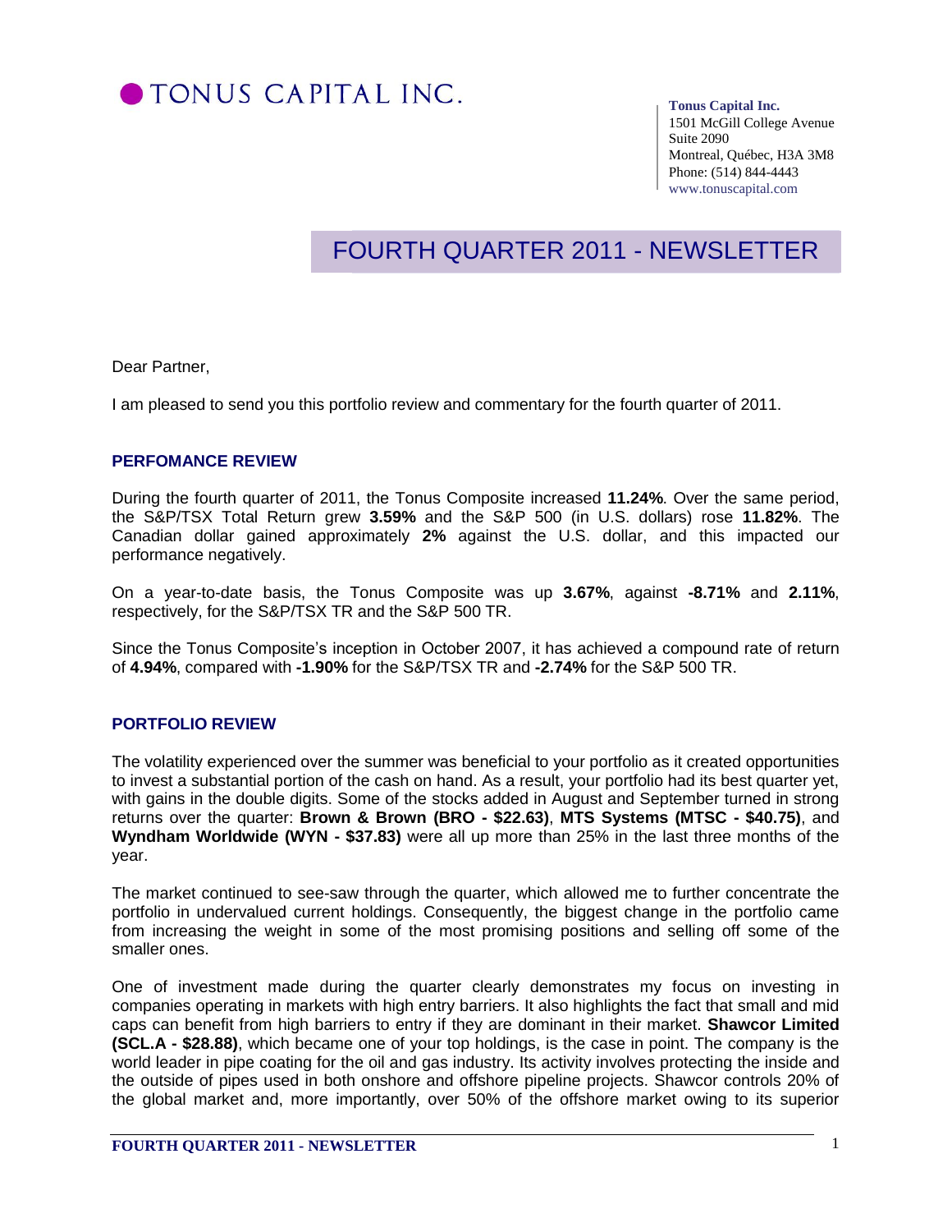# TONUS CAPITAL INC.

**Tonus Capital Inc.**
1501 McGill College Avenue
Suite 2090
Montreal, Québec, H3A 3M8
Phone: (514) 844-4443
www.tonuscapital.com

## FOURTH QUARTER 2011 - NEWSLETTER

Dear Partner,

I am pleased to send you this portfolio review and commentary for the fourth quarter of 2011.

### PERFOMANCE REVIEW

During the fourth quarter of 2011, the Tonus Composite increased **11.24%**. Over the same period, the S&P/TSX Total Return grew **3.59%** and the S&P 500 (in U.S. dollars) rose **11.82%**. The Canadian dollar gained approximately **2%** against the U.S. dollar, and this impacted our performance negatively.

On a year-to-date basis, the Tonus Composite was up **3.67%**, against **-8.71%** and **2.11%**, respectively, for the S&P/TSX TR and the S&P 500 TR.

Since the Tonus Composite's inception in October 2007, it has achieved a compound rate of return of **4.94%**, compared with **-1.90%** for the S&P/TSX TR and **-2.74%** for the S&P 500 TR.

### PORTFOLIO REVIEW

The volatility experienced over the summer was beneficial to your portfolio as it created opportunities to invest a substantial portion of the cash on hand. As a result, your portfolio had its best quarter yet, with gains in the double digits. Some of the stocks added in August and September turned in strong returns over the quarter: **Brown & Brown (BRO - $22.63)**, **MTS Systems (MTSC - $40.75)**, and **Wyndham Worldwide (WYN - $37.83)** were all up more than 25% in the last three months of the year.

The market continued to see-saw through the quarter, which allowed me to further concentrate the portfolio in undervalued current holdings. Consequently, the biggest change in the portfolio came from increasing the weight in some of the most promising positions and selling off some of the smaller ones.

One of investment made during the quarter clearly demonstrates my focus on investing in companies operating in markets with high entry barriers. It also highlights the fact that small and mid caps can benefit from high barriers to entry if they are dominant in their market. **Shawcor Limited (SCL.A - $28.88)**, which became one of your top holdings, is the case in point. The company is the world leader in pipe coating for the oil and gas industry. Its activity involves protecting the inside and the outside of pipes used in both onshore and offshore pipeline projects. Shawcor controls 20% of the global market and, more importantly, over 50% of the offshore market owing to its superior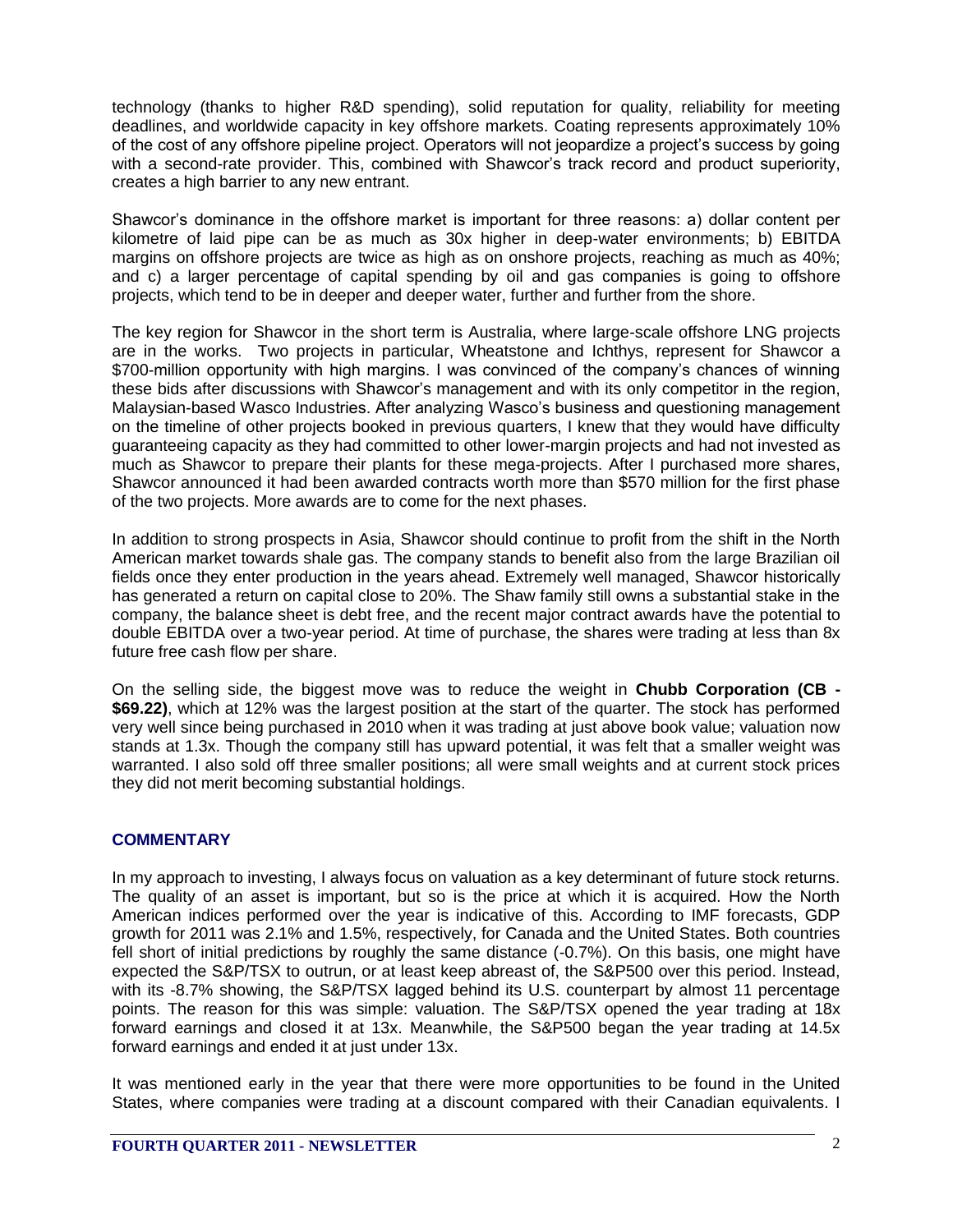technology (thanks to higher R&D spending), solid reputation for quality, reliability for meeting deadlines, and worldwide capacity in key offshore markets. Coating represents approximately 10% of the cost of any offshore pipeline project. Operators will not jeopardize a project's success by going with a second-rate provider. This, combined with Shawcor's track record and product superiority, creates a high barrier to any new entrant.

Shawcor's dominance in the offshore market is important for three reasons: a) dollar content per kilometre of laid pipe can be as much as 30x higher in deep-water environments; b) EBITDA margins on offshore projects are twice as high as on onshore projects, reaching as much as 40%; and c) a larger percentage of capital spending by oil and gas companies is going to offshore projects, which tend to be in deeper and deeper water, further and further from the shore.

The key region for Shawcor in the short term is Australia, where large-scale offshore LNG projects are in the works. Two projects in particular, Wheatstone and Ichthys, represent for Shawcor a $700-million opportunity with high margins. I was convinced of the company's chances of winning these bids after discussions with Shawcor's management and with its only competitor in the region, Malaysian-based Wasco Industries. After analyzing Wasco's business and questioning management on the timeline of other projects booked in previous quarters, I knew that they would have difficulty guaranteeing capacity as they had committed to other lower-margin projects and had not invested as much as Shawcor to prepare their plants for these mega-projects. After I purchased more shares, Shawcor announced it had been awarded contracts worth more than $570 million for the first phase of the two projects. More awards are to come for the next phases.

In addition to strong prospects in Asia, Shawcor should continue to profit from the shift in the North American market towards shale gas. The company stands to benefit also from the large Brazilian oil fields once they enter production in the years ahead. Extremely well managed, Shawcor historically has generated a return on capital close to 20%. The Shaw family still owns a substantial stake in the company, the balance sheet is debt free, and the recent major contract awards have the potential to double EBITDA over a two-year period. At time of purchase, the shares were trading at less than 8x future free cash flow per share.

On the selling side, the biggest move was to reduce the weight in **Chubb Corporation (CB - $69.22)**, which at 12% was the largest position at the start of the quarter. The stock has performed very well since being purchased in 2010 when it was trading at just above book value; valuation now stands at 1.3x. Though the company still has upward potential, it was felt that a smaller weight was warranted. I also sold off three smaller positions; all were small weights and at current stock prices they did not merit becoming substantial holdings.

## COMMENTARY

In my approach to investing, I always focus on valuation as a key determinant of future stock returns. The quality of an asset is important, but so is the price at which it is acquired. How the North American indices performed over the year is indicative of this. According to IMF forecasts, GDP growth for 2011 was 2.1% and 1.5%, respectively, for Canada and the United States. Both countries fell short of initial predictions by roughly the same distance (-0.7%). On this basis, one might have expected the S&P/TSX to outrun, or at least keep abreast of, the S&P500 over this period. Instead, with its -8.7% showing, the S&P/TSX lagged behind its U.S. counterpart by almost 11 percentage points. The reason for this was simple: valuation. The S&P/TSX opened the year trading at 18x forward earnings and closed it at 13x. Meanwhile, the S&P500 began the year trading at 14.5x forward earnings and ended it at just under 13x.

It was mentioned early in the year that there were more opportunities to be found in the United States, where companies were trading at a discount compared with their Canadian equivalents. I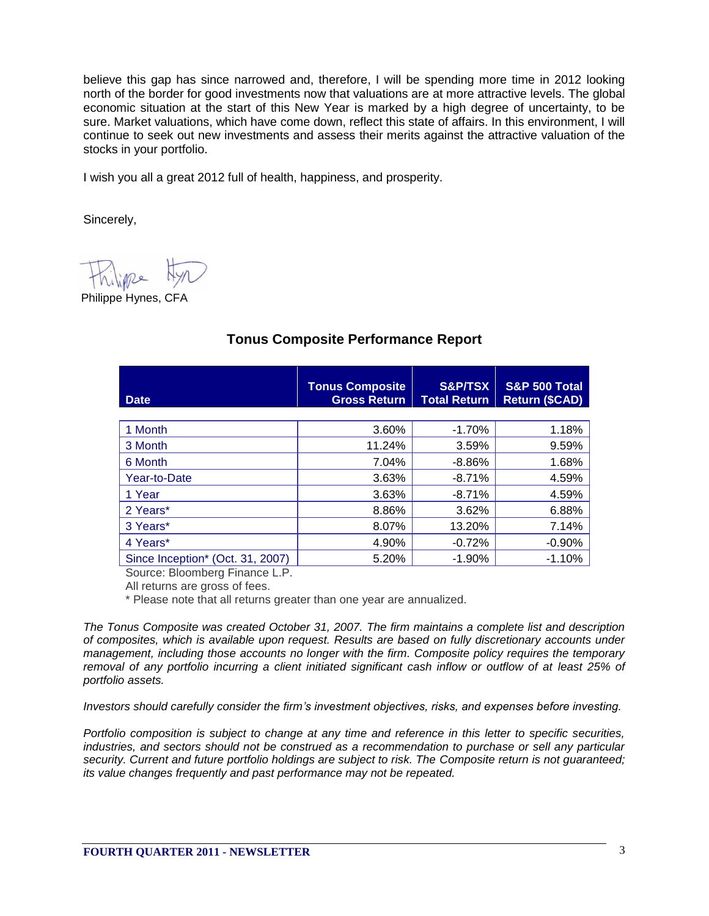believe this gap has since narrowed and, therefore, I will be spending more time in 2012 looking north of the border for good investments now that valuations are at more attractive levels. The global economic situation at the start of this New Year is marked by a high degree of uncertainty, to be sure. Market valuations, which have come down, reflect this state of affairs. In this environment, I will continue to seek out new investments and assess their merits against the attractive valuation of the stocks in your portfolio.

I wish you all a great 2012 full of health, happiness, and prosperity.

Sincerely,

Philippe Hynes, CFA

## Tonus Composite Performance Report

| Date | Tonus Composite Gross Return | S&P/TSX Total Return | S&P 500 Total Return ($CAD) |
|---|---|---|---|
| 1 Month | 3.60% | -1.70% | 1.18% |
| 3 Month | 11.24% | 3.59% | 9.59% |
| 6 Month | 7.04% | -8.86% | 1.68% |
| Year-to-Date | 3.63% | -8.71% | 4.59% |
| 1 Year | 3.63% | -8.71% | 4.59% |
| 2 Years* | 8.86% | 3.62% | 6.88% |
| 3 Years* | 8.07% | 13.20% | 7.14% |
| 4 Years* | 4.90% | -0.72% | -0.90% |
| Since Inception* (Oct. 31, 2007) | 5.20% | -1.90% | -1.10% |

Source: Bloomberg Finance L.P.

All returns are gross of fees.

* Please note that all returns greater than one year are annualized.

*The Tonus Composite was created October 31, 2007. The firm maintains a complete list and description of composites, which is available upon request. Results are based on fully discretionary accounts under management, including those accounts no longer with the firm. Composite policy requires the temporary removal of any portfolio incurring a client initiated significant cash inflow or outflow of at least 25% of portfolio assets.*

*Investors should carefully consider the firm's investment objectives, risks, and expenses before investing.*

*Portfolio composition is subject to change at any time and reference in this letter to specific securities, industries, and sectors should not be construed as a recommendation to purchase or sell any particular security. Current and future portfolio holdings are subject to risk. The Composite return is not guaranteed; its value changes frequently and past performance may not be repeated.*